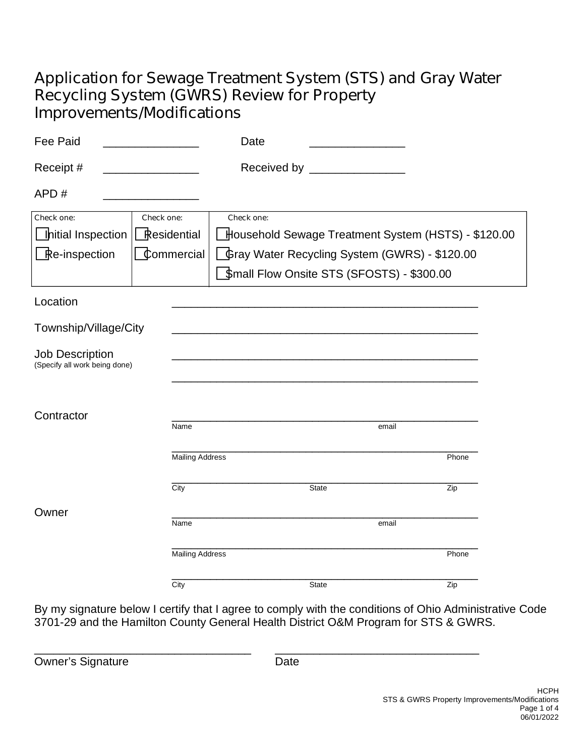# Application for Sewage Treatment System (STS) and Gray Water Recycling System (GWRS) Review for Property Improvements/Modifications

Fee Paid _______________ Date _______________

Receipt # _______________ Received by _______________

APD # _______________

| Check one: | Check one: | Check one: |
|---|---|---|
| ☐ Initial Inspection | ☐ Residential | ☐ Household Sewage Treatment System (HSTS) - $120.00 |
| ☐ Re-inspection | ☐ Commercial | ☐ Gray Water Recycling System (GWRS) - $120.00 |
| | | ☐ Small Flow Onsite STS (SFOSTS) - $300.00 |

Location _______________________________________________

Township/Village/City _______________________________________________

Job Description
(Specify all work being done) _______________________________________________

_______________________________________________

Contractor

_______________________________________________
Name email

_______________________________________________
Mailing Address Phone

_______________________________________________
City State Zip

Owner

_______________________________________________
Name email

_______________________________________________
Mailing Address Phone

_______________________________________________
City State Zip

By my signature below I certify that I agree to comply with the conditions of Ohio Administrative Code 3701-29 and the Hamilton County General Health District O&M Program for STS & GWRS.

_________________________________ _________________________________
Owner's Signature Date

HCPH
STS & GWRS Property Improvements/Modifications
06/01/2022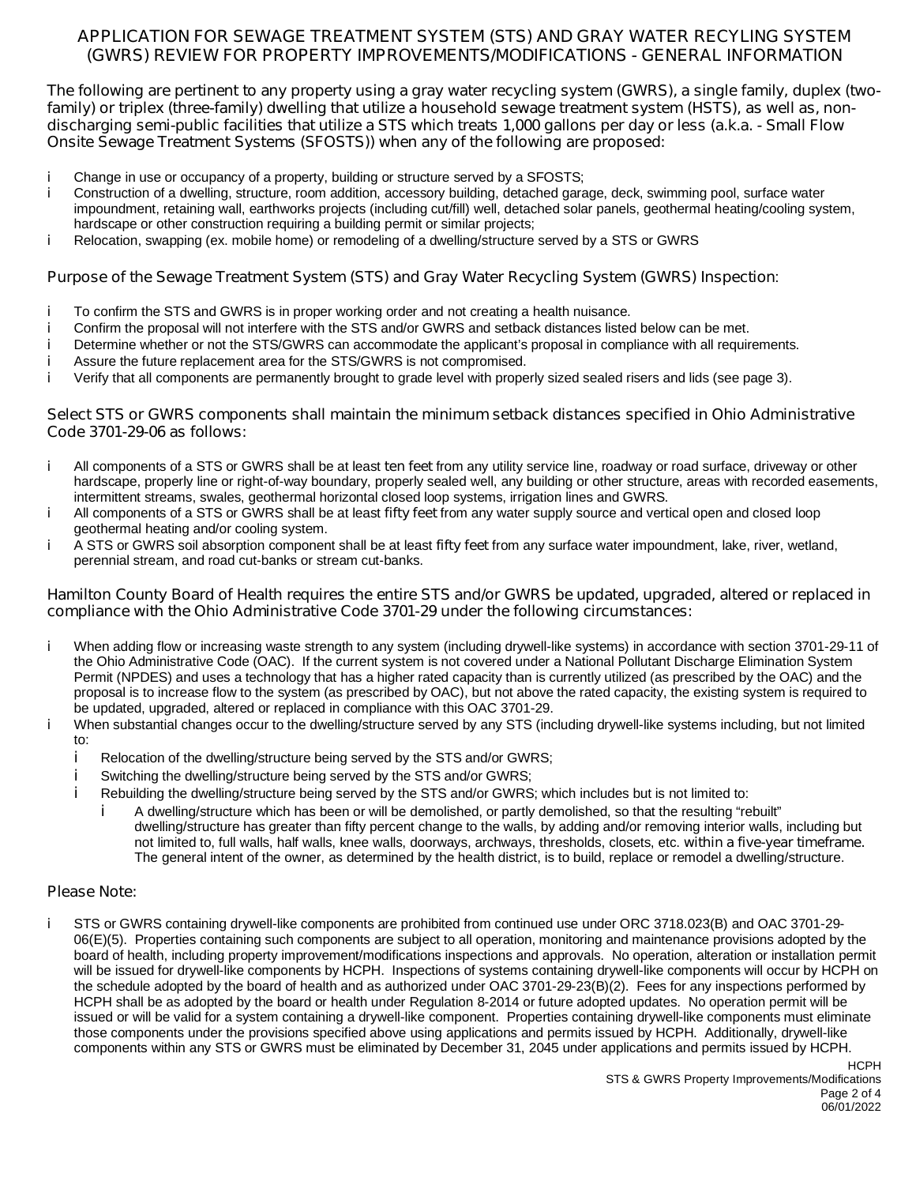# APPLICATION FOR SEWAGE TREATMENT SYSTEM (STS) AND GRAY WATER RECYLING SYSTEM (GWRS) REVIEW FOR PROPERTY IMPROVEMENTS/MODIFICATIONS - GENERAL INFORMATION

**The following are pertinent to any property using a gray water recycling system (GWRS), a single family, duplex (two-family) or triplex (three-family) dwelling that utilize a household sewage treatment system (HSTS), as well as, non-discharging semi-public facilities that utilize a STS which treats 1,000 gallons per day or less (a.k.a. - Small Flow Onsite Sewage Treatment Systems (SFOSTS)) when any of the following are proposed:**

- Change in use or occupancy of a property, building or structure served by a SFOSTS;
- Construction of a dwelling, structure, room addition, accessory building, detached garage, deck, swimming pool, surface water impoundment, retaining wall, earthworks projects (including cut/fill) well, detached solar panels, geothermal heating/cooling system, hardscape or other construction requiring a building permit or similar projects;
- Relocation, swapping (ex. mobile home) or remodeling of a dwelling/structure served by a STS or GWRS

## Purpose of the Sewage Treatment System (STS) and Gray Water Recycling System (GWRS) Inspection:

- To confirm the STS and GWRS is in proper working order and not creating a health nuisance.
- Confirm the proposal will not interfere with the STS and/or GWRS and setback distances listed below can be met.
- Determine whether or not the STS/GWRS can accommodate the applicant's proposal in compliance with all requirements.
- Assure the future replacement area for the STS/GWRS is not compromised.
- Verify that all components are permanently brought to grade level with properly sized sealed risers and lids (see page 3).

## Select STS or GWRS components shall maintain the minimum setback distances specified in Ohio Administrative Code 3701-29-06 as follows:

- All components of a STS or GWRS shall be at least **ten feet** from any utility service line, roadway or road surface, driveway or other hardscape, properly line or right-of-way boundary, properly sealed well, any building or other structure, areas with recorded easements, intermittent streams, swales, geothermal horizontal closed loop systems, irrigation lines and GWRS.
- All components of a STS or GWRS shall be at least **fifty feet** from any water supply source and vertical open and closed loop geothermal heating and/or cooling system.
- A STS or GWRS soil absorption component shall be at least **fifty feet** from any surface water impoundment, lake, river, wetland, perennial stream, and road cut-banks or stream cut-banks.

## Hamilton County Board of Health requires the entire STS and/or GWRS be updated, upgraded, altered or replaced in compliance with the Ohio Administrative Code 3701-29 under the following circumstances:

- When adding flow or increasing waste strength to any system (including drywell-like systems) in accordance with section 3701-29-11 of the Ohio Administrative Code (OAC). If the current system is not covered under a National Pollutant Discharge Elimination System Permit (NPDES) and uses a technology that has a higher rated capacity than is currently utilized (as prescribed by the OAC) and the proposal is to increase flow to the system (as prescribed by OAC), but not above the rated capacity, the existing system is required to be updated, upgraded, altered or replaced in compliance with this OAC 3701-29.
- When substantial changes occur to the dwelling/structure served by any STS (including drywell-like systems including, but not limited to:
  - Relocation of the dwelling/structure being served by the STS and/or GWRS;
  - Switching the dwelling/structure being served by the STS and/or GWRS;
  - Rebuilding the dwelling/structure being served by the STS and/or GWRS; which includes but is not limited to:
    - A dwelling/structure which has been or will be demolished, or partly demolished, so that the resulting "rebuilt" dwelling/structure has greater than fifty percent change to the walls, by adding and/or removing interior walls, including but not limited to, full walls, half walls, knee walls, doorways, archways, thresholds, closets, etc. **within a five-year timeframe.** The general intent of the owner, as determined by the health district, is to build, replace or remodel a dwelling/structure.

## Please Note:

- STS or GWRS containing drywell-like components are prohibited from continued use under ORC 3718.023(B) and OAC 3701-29-06(E)(5). Properties containing such components are subject to all operation, monitoring and maintenance provisions adopted by the board of health, including property improvement/modifications inspections and approvals. No operation, alteration or installation permit will be issued for drywell-like components by HCPH. Inspections of systems containing drywell-like components will occur by HCPH on the schedule adopted by the board of health and as authorized under OAC 3701-29-23(B)(2). Fees for any inspections performed by HCPH shall be as adopted by the board or health under Regulation 8-2014 or future adopted updates. No operation permit will be issued or will be valid for a system containing a drywell-like component. Properties containing drywell-like components must eliminate those components under the provisions specified above using applications and permits issued by HCPH. Additionally, drywell-like components within any STS or GWRS must be eliminated by December 31, 2045 under applications and permits issued by HCPH.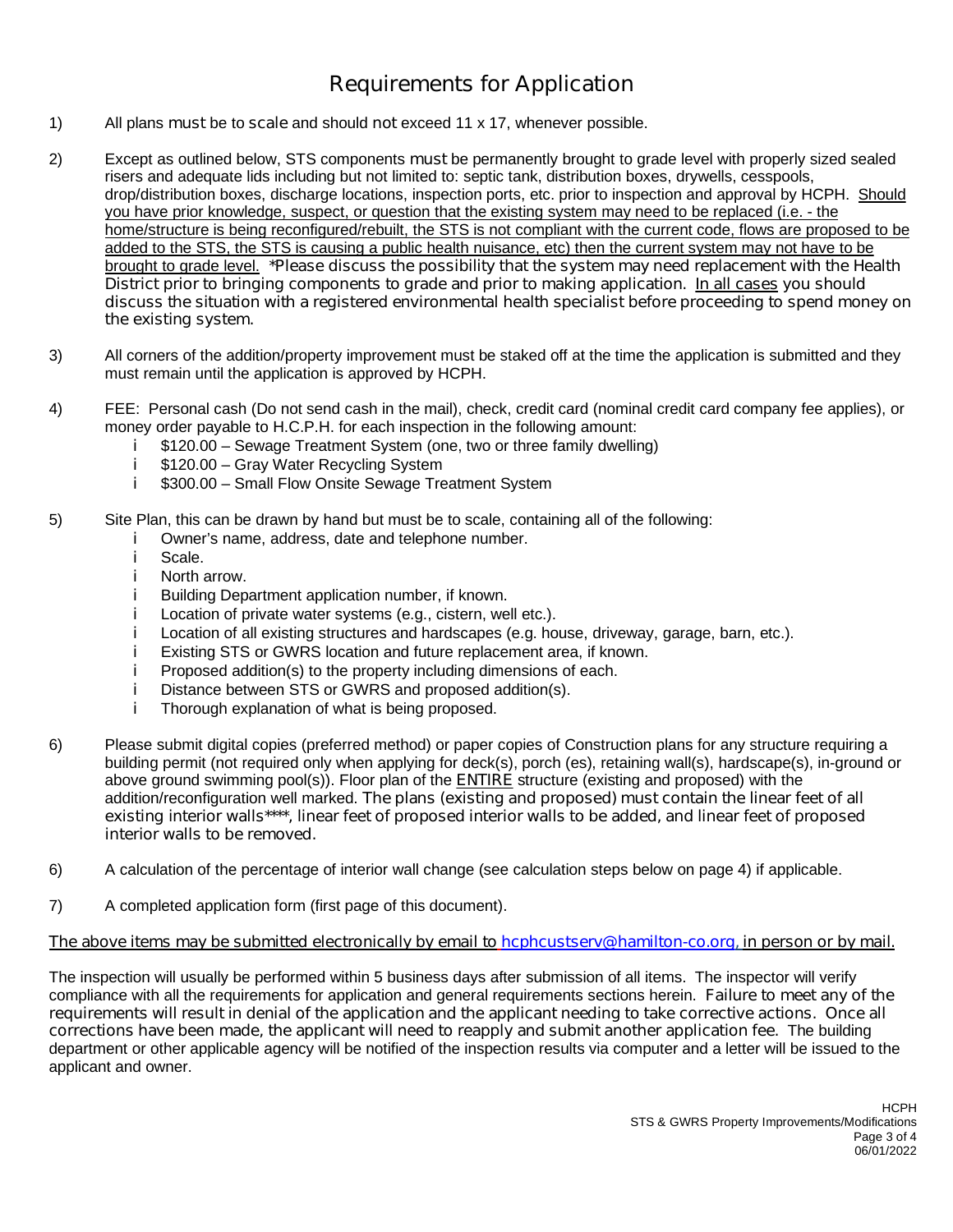# Requirements for Application

1) All plans must be to scale and should not exceed 11 x 17, whenever possible.

2) Except as outlined below, STS components must be permanently brought to grade level with properly sized sealed risers and adequate lids including but not limited to: septic tank, distribution boxes, drywells, cesspools, drop/distribution boxes, discharge locations, inspection ports, etc. prior to inspection and approval by HCPH. Should you have prior knowledge, suspect, or question that the existing system may need to be replaced (i.e. - the home/structure is being reconfigured/rebuilt, the STS is not compliant with the current code, flows are proposed to be added to the STS, the STS is causing a public health nuisance, etc) then the current system may not have to be brought to grade level. *Please discuss the possibility that the system may need replacement with the Health District prior to bringing components to grade and prior to making application. In all cases you should discuss the situation with a registered environmental health specialist before proceeding to spend money on the existing system.

3) All corners of the addition/property improvement must be staked off at the time the application is submitted and they must remain until the application is approved by HCPH.

4) FEE: Personal cash (Do not send cash in the mail), check, credit card (nominal credit card company fee applies), or money order payable to H.C.P.H. for each inspection in the following amount:
   - $120.00 – Sewage Treatment System (one, two or three family dwelling)
   - $120.00 – Gray Water Recycling System
   - $300.00 – Small Flow Onsite Sewage Treatment System

5) Site Plan, this can be drawn by hand but must be to scale, containing all of the following:
   - Owner's name, address, date and telephone number.
   - Scale.
   - North arrow.
   - Building Department application number, if known.
   - Location of private water systems (e.g., cistern, well etc.).
   - Location of all existing structures and hardscapes (e.g. house, driveway, garage, barn, etc.).
   - Existing STS or GWRS location and future replacement area, if known.
   - Proposed addition(s) to the property including dimensions of each.
   - Distance between STS or GWRS and proposed addition(s).
   - Thorough explanation of what is being proposed.

6) Please submit digital copies (preferred method) or paper copies of Construction plans for any structure requiring a building permit (not required only when applying for deck(s), porch (es), retaining wall(s), hardscape(s), in-ground or above ground swimming pool(s)). Floor plan of the ENTIRE structure (existing and proposed) with the addition/reconfiguration well marked. The plans (existing and proposed) must contain the linear feet of all existing interior walls****, linear feet of proposed interior walls to be added, and linear feet of proposed interior walls to be removed.

6) A calculation of the percentage of interior wall change (see calculation steps below on page 4) if applicable.

7) A completed application form (first page of this document).

The above items may be submitted electronically by email to hcphcustserv@hamilton-co.org, in person or by mail.

The inspection will usually be performed within 5 business days after submission of all items. The inspector will verify compliance with all the requirements for application and general requirements sections herein. Failure to meet any of the requirements will result in denial of the application and the applicant needing to take corrective actions. Once all corrections have been made, the applicant will need to reapply and submit another application fee. The building department or other applicable agency will be notified of the inspection results via computer and a letter will be issued to the applicant and owner.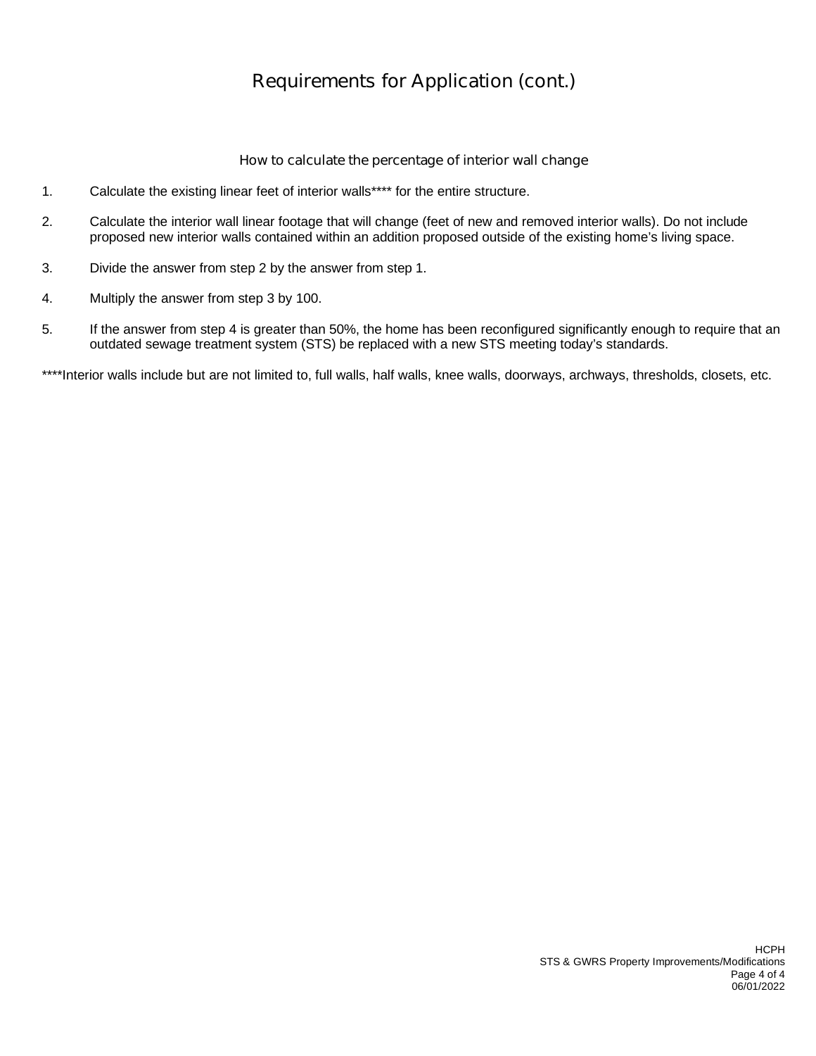# Requirements for Application (cont.)

### How to calculate the percentage of interior wall change

1. Calculate the existing linear feet of interior walls**** for the entire structure.

2. Calculate the interior wall linear footage that will change (feet of new and removed interior walls). Do not include proposed new interior walls contained within an addition proposed outside of the existing home's living space.

3. Divide the answer from step 2 by the answer from step 1.

4. Multiply the answer from step 3 by 100.

5. If the answer from step 4 is greater than 50%, the home has been reconfigured significantly enough to require that an outdated sewage treatment system (STS) be replaced with a new STS meeting today's standards.

****Interior walls include but are not limited to, full walls, half walls, knee walls, doorways, archways, thresholds, closets, etc.